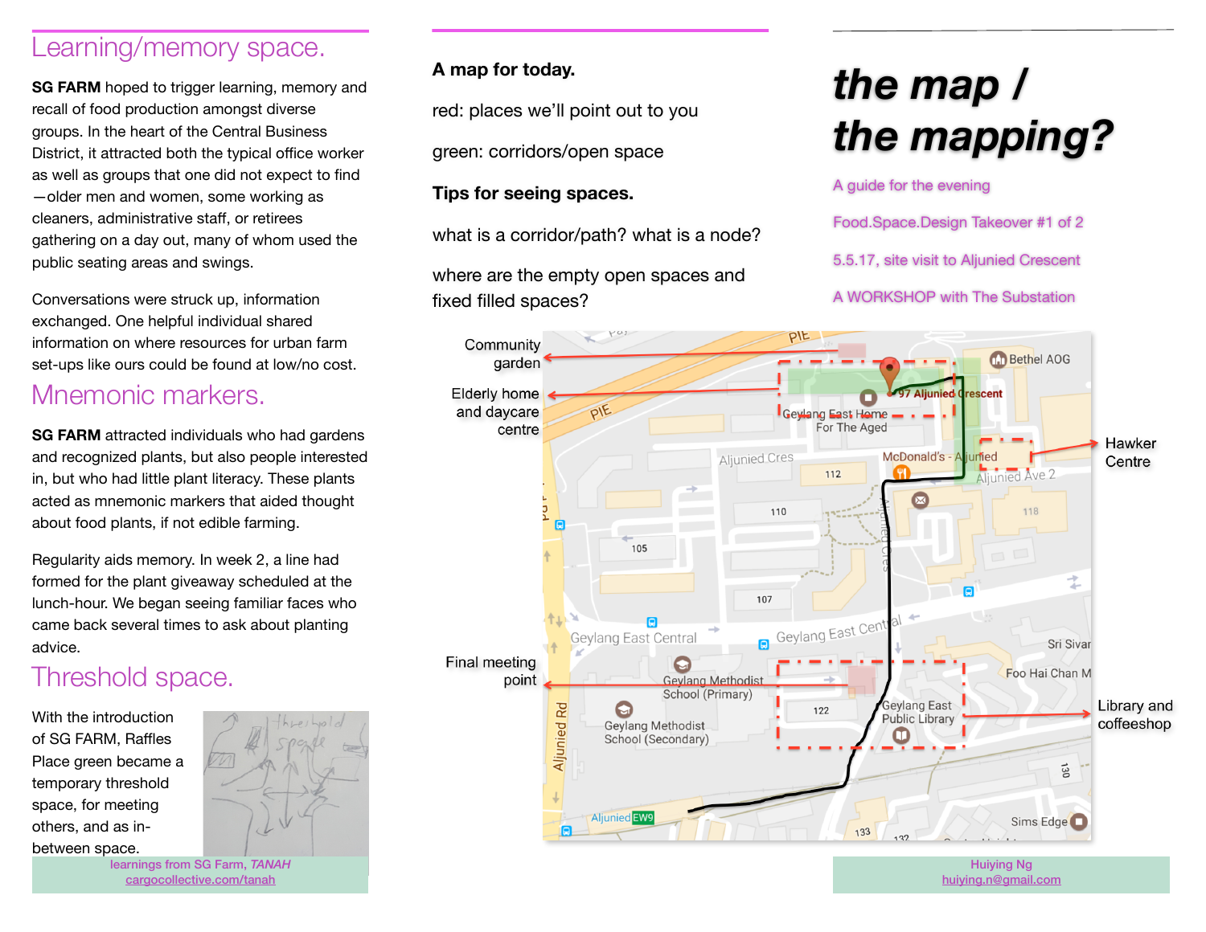## Learning/memory space.

**SG FARM** hoped to trigger learning, memory and recall of food production amongst diverse groups. In the heart of the Central Business District, it attracted both the typical office worker as well as groups that one did not expect to find—older men and women, some working as cleaners, administrative staff, or retirees gathering on a day out, many of whom used the public seating areas and swings.

Conversations were struck up, information exchanged. One helpful individual shared information on where resources for urban farm set-ups like ours could be found at low/no cost.

## Mnemonic markers.

**SG FARM** attracted individuals who had gardens and recognized plants, but also people interested in, but who had little plant literacy. These plants acted as mnemonic markers that aided thought about food plants, if not edible farming.

Regularity aids memory. In week 2, a line had formed for the plant giveaway scheduled at the lunch-hour. We began seeing familiar faces who came back several times to ask about planting advice.

## Threshold space.

With the introduction of SG FARM, Raffles Place green became a temporary threshold space, for meeting others, and as in-between space.

learnings from SG Farm, *TANAH*
cargocollective.com/tanah

**A map for today.**

red: places we'll point out to you

green: corridors/open space

**Tips for seeing spaces.**

what is a corridor/path? what is a node?

where are the empty open spaces and fixed filled spaces?

Community garden

Elderly home and daycare centre

Hawker Centre

Final meeting point

Library and coffeeshop

# *the map / the mapping?*

A guide for the evening

Food.Space.Design Takeover #1 of 2

5.5.17, site visit to Aljunied Crescent

A WORKSHOP with The Substation

Huiying Ng
huiying.n@gmail.com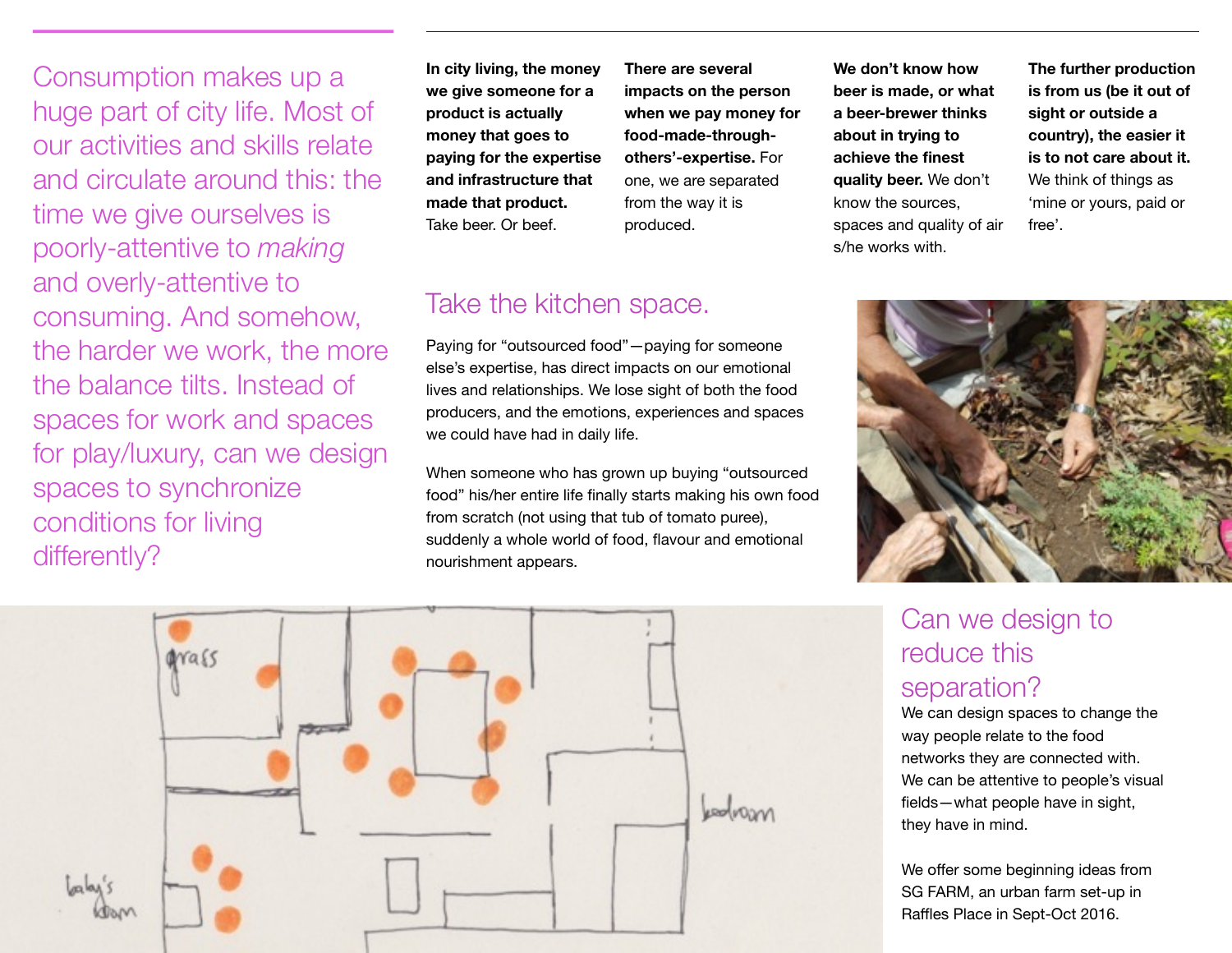Consumption makes up a huge part of city life. Most of our activities and skills relate and circulate around this: the time we give ourselves is poorly-attentive to *making* and overly-attentive to consuming. And somehow, the harder we work, the more the balance tilts. Instead of spaces for work and spaces for play/luxury, can we design spaces to synchronize conditions for living differently?

**In city living, the money we give someone for a product is actually money that goes to paying for the expertise and infrastructure that made that product.** Take beer. Or beef.

**There are several impacts on the person when we pay money for food-made-through-others'-expertise.** For one, we are separated from the way it is produced.

**We don't know how beer is made, or what a beer-brewer thinks about in trying to achieve the finest quality beer.** We don't know the sources, spaces and quality of air s/he works with.

**The further production is from us (be it out of sight or outside a country), the easier it is to not care about it.** We think of things as 'mine or yours, paid or free'.

## Take the kitchen space.

Paying for "outsourced food"—paying for someone else's expertise, has direct impacts on our emotional lives and relationships. We lose sight of both the food producers, and the emotions, experiences and spaces we could have had in daily life.

When someone who has grown up buying "outsourced food" his/her entire life finally starts making his own food from scratch (not using that tub of tomato puree), suddenly a whole world of food, flavour and emotional nourishment appears.

grass

baby's room

bedroom

## Can we design to reduce this separation?

We can design spaces to change the way people relate to the food networks they are connected with. We can be attentive to people's visual fields—what people have in sight, they have in mind.

We offer some beginning ideas from SG FARM, an urban farm set-up in Raffles Place in Sept-Oct 2016.